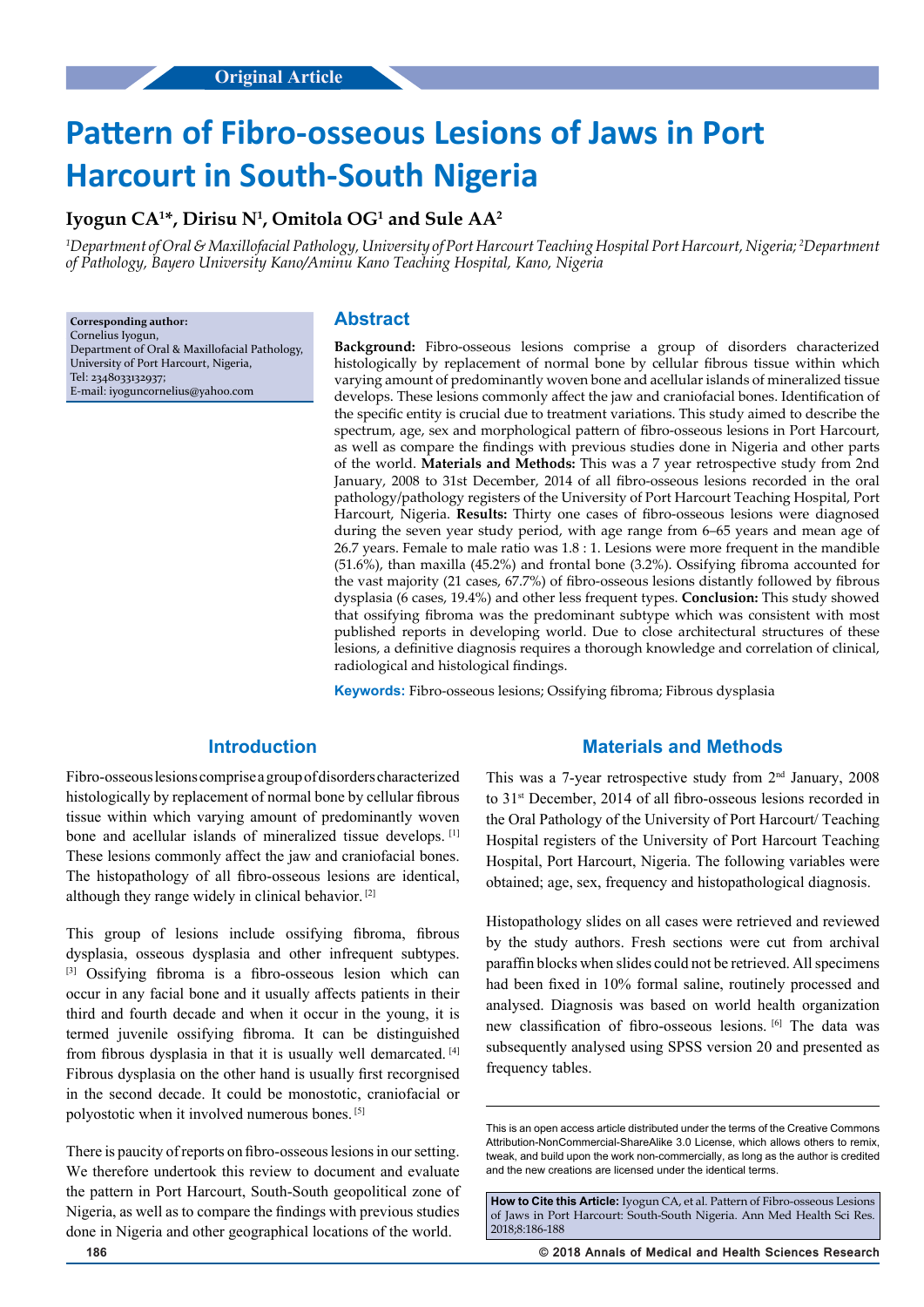Original Article

# Pattern of Fibro-osseous Lesions of Jaws in Port Harcourt in South-South Nigeria

**Iyogun CA[1]*, Dirisu N[1], Omitola OG[1] and Sule AA[2]**

*[1]Department of Oral & Maxillofacial Pathology, University of Port Harcourt Teaching Hospital Port Harcourt, Nigeria; [2]Department of Pathology, Bayero University Kano/Aminu Kano Teaching Hospital, Kano, Nigeria*

**Corresponding author:**
Cornelius Iyogun,
Department of Oral & Maxillofacial Pathology,
University of Port Harcourt, Nigeria,
Tel: 2348033132937;
E-mail: iyoguncornelius@yahoo.com

## Abstract

**Background:** Fibro-osseous lesions comprise a group of disorders characterized histologically by replacement of normal bone by cellular fibrous tissue within which varying amount of predominantly woven bone and acellular islands of mineralized tissue develops. These lesions commonly affect the jaw and craniofacial bones. Identification of the specific entity is crucial due to treatment variations. This study aimed to describe the spectrum, age, sex and morphological pattern of fibro-osseous lesions in Port Harcourt, as well as compare the findings with previous studies done in Nigeria and other parts of the world. **Materials and Methods:** This was a 7 year retrospective study from 2nd January, 2008 to 31st December, 2014 of all fibro-osseous lesions recorded in the oral pathology/pathology registers of the University of Port Harcourt Teaching Hospital, Port Harcourt, Nigeria. **Results:** Thirty one cases of fibro-osseous lesions were diagnosed during the seven year study period, with age range from 6–65 years and mean age of 26.7 years. Female to male ratio was 1.8 : 1. Lesions were more frequent in the mandible (51.6%), than maxilla (45.2%) and frontal bone (3.2%). Ossifying fibroma accounted for the vast majority (21 cases, 67.7%) of fibro-osseous lesions distantly followed by fibrous dysplasia (6 cases, 19.4%) and other less frequent types. **Conclusion:** This study showed that ossifying fibroma was the predominant subtype which was consistent with most published reports in developing world. Due to close architectural structures of these lesions, a definitive diagnosis requires a thorough knowledge and correlation of clinical, radiological and histological findings.

**Keywords:** Fibro-osseous lesions; Ossifying fibroma; Fibrous dysplasia

## Introduction

Fibro-osseous lesions comprise a group of disorders characterized histologically by replacement of normal bone by cellular fibrous tissue within which varying amount of predominantly woven bone and acellular islands of mineralized tissue develops. [1] These lesions commonly affect the jaw and craniofacial bones. The histopathology of all fibro-osseous lesions are identical, although they range widely in clinical behavior. [2]

This group of lesions include ossifying fibroma, fibrous dysplasia, osseous dysplasia and other infrequent subtypes. [3] Ossifying fibroma is a fibro-osseous lesion which can occur in any facial bone and it usually affects patients in their third and fourth decade and when it occur in the young, it is termed juvenile ossifying fibroma. It can be distinguished from fibrous dysplasia in that it is usually well demarcated. [4] Fibrous dysplasia on the other hand is usually first recorgnised in the second decade. It could be monostotic, craniofacial or polyostotic when it involved numerous bones. [5]

There is paucity of reports on fibro-osseous lesions in our setting. We therefore undertook this review to document and evaluate the pattern in Port Harcourt, South-South geopolitical zone of Nigeria, as well as to compare the findings with previous studies done in Nigeria and other geographical locations of the world.

## Materials and Methods

This was a 7-year retrospective study from 2nd January, 2008 to 31st December, 2014 of all fibro-osseous lesions recorded in the Oral Pathology of the University of Port Harcourt/ Teaching Hospital registers of the University of Port Harcourt Teaching Hospital, Port Harcourt, Nigeria. The following variables were obtained; age, sex, frequency and histopathological diagnosis.

Histopathology slides on all cases were retrieved and reviewed by the study authors. Fresh sections were cut from archival paraffin blocks when slides could not be retrieved. All specimens had been fixed in 10% formal saline, routinely processed and analysed. Diagnosis was based on world health organization new classification of fibro-osseous lesions. [6] The data was subsequently analysed using SPSS version 20 and presented as frequency tables.

This is an open access article distributed under the terms of the Creative Commons Attribution-NonCommercial-ShareAlike 3.0 License, which allows others to remix, tweak, and build upon the work non-commercially, as long as the author is credited and the new creations are licensed under the identical terms.

**How to Cite this Article:** Iyogun CA, et al. Pattern of Fibro-osseous Lesions of Jaws in Port Harcourt: South-South Nigeria. Ann Med Health Sci Res. 2018;8:186-188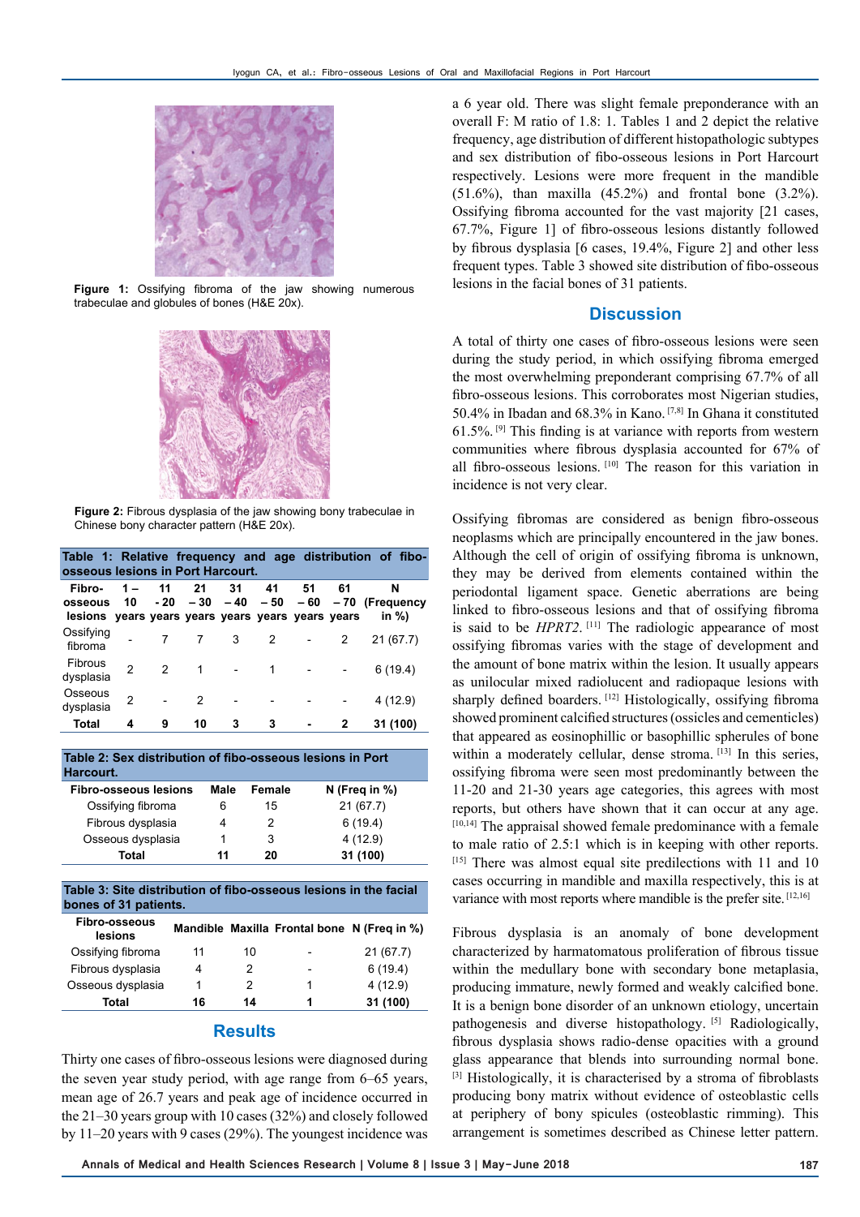Figure 1: Ossifying fibroma of the jaw showing numerous trabeculae and globules of bones (H&E 20x).

Figure 2: Fibrous dysplasia of the jaw showing bony trabeculae in Chinese bony character pattern (H&E 20x).

**Table 1: Relative frequency and age distribution of fibo-osseous lesions in Port Harcourt.**

| Fibro-osseous lesions | 1 – 10 years | 11 - 20 years | 21 – 30 years | 31 – 40 years | 41 – 50 years | 51 – 60 years | 61 – 70 years | N (Frequency in %) |
|---|---|---|---|---|---|---|---|---|
| Ossifying fibroma | - | 7 | 7 | 3 | 2 | - | 2 | 21 (67.7) |
| Fibrous dysplasia | 2 | 2 | 1 | - | 1 | - | - | 6 (19.4) |
| Osseous dysplasia | 2 | - | 2 | - | - | - | - | 4 (12.9) |
| **Total** | **4** | **9** | **10** | **3** | **3** | **-** | **2** | **31 (100)** |

**Table 2: Sex distribution of fibo-osseous lesions in Port Harcourt.**

| Fibro-osseous lesions | Male | Female | N (Freq in %) |
|---|---|---|---|
| Ossifying fibroma | 6 | 15 | 21 (67.7) |
| Fibrous dysplasia | 4 | 2 | 6 (19.4) |
| Osseous dysplasia | 1 | 3 | 4 (12.9) |
| **Total** | **11** | **20** | **31 (100)** |

**Table 3: Site distribution of fibo-osseous lesions in the facial bones of 31 patients.**

| Fibro-osseous lesions | Mandible | Maxilla | Frontal bone | N (Freq in %) |
|---|---|---|---|---|
| Ossifying fibroma | 11 | 10 | - | 21 (67.7) |
| Fibrous dysplasia | 4 | 2 | - | 6 (19.4) |
| Osseous dysplasia | 1 | 2 | 1 | 4 (12.9) |
| **Total** | **16** | **14** | **1** | **31 (100)** |

## Results

Thirty one cases of fibro-osseous lesions were diagnosed during the seven year study period, with age range from 6–65 years, mean age of 26.7 years and peak age of incidence occurred in the 21–30 years group with 10 cases (32%) and closely followed by 11–20 years with 9 cases (29%). The youngest incidence was a 6 year old. There was slight female preponderance with an overall F: M ratio of 1.8: 1. Tables 1 and 2 depict the relative frequency, age distribution of different histopathologic subtypes and sex distribution of fibo-osseous lesions in Port Harcourt respectively. Lesions were more frequent in the mandible (51.6%), than maxilla (45.2%) and frontal bone (3.2%). Ossifying fibroma accounted for the vast majority [21 cases, 67.7%, Figure 1] of fibro-osseous lesions distantly followed by fibrous dysplasia [6 cases, 19.4%, Figure 2] and other less frequent types. Table 3 showed site distribution of fibo-osseous lesions in the facial bones of 31 patients.

## Discussion

A total of thirty one cases of fibro-osseous lesions were seen during the study period, in which ossifying fibroma emerged the most overwhelming preponderant comprising 67.7% of all fibro-osseous lesions. This corroborates most Nigerian studies, 50.4% in Ibadan and 68.3% in Kano.[7,8] In Ghana it constituted 61.5%.[9] This finding is at variance with reports from western communities where fibrous dysplasia accounted for 67% of all fibro-osseous lesions.[10] The reason for this variation in incidence is not very clear.

Ossifying fibromas are considered as benign fibro-osseous neoplasms which are principally encountered in the jaw bones. Although the cell of origin of ossifying fibroma is unknown, they may be derived from elements contained within the periodontal ligament space. Genetic aberrations are being linked to fibro-osseous lesions and that of ossifying fibroma is said to be *HPRT2*.[11] The radiologic appearance of most ossifying fibromas varies with the stage of development and the amount of bone matrix within the lesion. It usually appears as unilocular mixed radiolucent and radiopaque lesions with sharply defined boarders.[12] Histologically, ossifying fibroma showed prominent calcified structures (ossicles and cementicles) that appeared as eosinophillic or basophillic spherules of bone within a moderately cellular, dense stroma.[13] In this series, ossifying fibroma were seen most predominantly between the 11-20 and 21-30 years age categories, this agrees with most reports, but others have shown that it can occur at any age.[10,14] The appraisal showed female predominance with a female to male ratio of 2.5:1 which is in keeping with other reports.[15] There was almost equal site predilections with 11 and 10 cases occurring in mandible and maxilla respectively, this is at variance with most reports where mandible is the prefer site.[12,16]

Fibrous dysplasia is an anomaly of bone development characterized by harmatomatous proliferation of fibrous tissue within the medullary bone with secondary bone metaplasia, producing immature, newly formed and weakly calcified bone. It is a benign bone disorder of an unknown etiology, uncertain pathogenesis and diverse histopathology.[5] Radiologically, fibrous dysplasia shows radio-dense opacities with a ground glass appearance that blends into surrounding normal bone.[3] Histologically, it is characterised by a stroma of fibroblasts producing bony matrix without evidence of osteoblastic cells at periphery of bony spicules (osteoblastic rimming). This arrangement is sometimes described as Chinese letter pattern.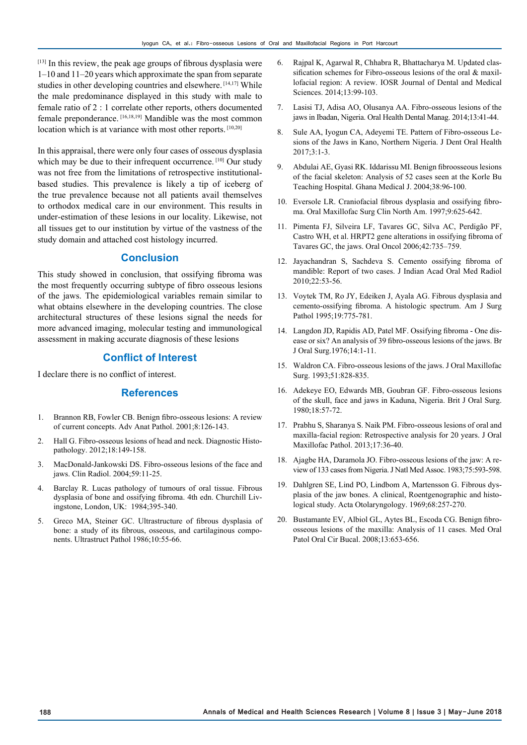[13] In this review, the peak age groups of fibrous dysplasia were 1–10 and 11–20 years which approximate the span from separate studies in other developing countries and elsewhere.[14,17] While the male predominance displayed in this study with male to female ratio of 2 : 1 correlate other reports, others documented female preponderance.[16,18,19] Mandible was the most common location which is at variance with most other reports.[10,20]

In this appraisal, there were only four cases of osseous dysplasia which may be due to their infrequent occurrence.[10] Our study was not free from the limitations of retrospective institutional-based studies. This prevalence is likely a tip of iceberg of the true prevalence because not all patients avail themselves to orthodox medical care in our environment. This results in under-estimation of these lesions in our locality. Likewise, not all tissues get to our institution by virtue of the vastness of the study domain and attached cost histology incurred.

## Conclusion

This study showed in conclusion, that ossifying fibroma was the most frequently occurring subtype of fibro osseous lesions of the jaws. The epidemiological variables remain similar to what obtains elsewhere in the developing countries. The close architectural structures of these lesions signal the needs for more advanced imaging, molecular testing and immunological assessment in making accurate diagnosis of these lesions

## Conflict of Interest

I declare there is no conflict of interest.

## References

1. Brannon RB, Fowler CB. Benign fibro-osseous lesions: A review of current concepts. Adv Anat Pathol. 2001;8:126-143.
2. Hall G. Fibro-osseous lesions of head and neck. Diagnostic Histopathology. 2012;18:149-158.
3. MacDonald-Jankowski DS. Fibro-osseous lesions of the face and jaws. Clin Radiol. 2004;59:11-25.
4. Barclay R. Lucas pathology of tumours of oral tissue. Fibrous dysplasia of bone and ossifying fibroma. 4th edn. Churchill Livingstone, London, UK: 1984;395-340.
5. Greco MA, Steiner GC. Ultrastructure of fibrous dysplasia of bone: a study of its fibrous, osseous, and cartilaginous components. Ultrastruct Pathol 1986;10:55-66.
6. Rajpal K, Agarwal R, Chhabra R, Bhattacharya M. Updated classification schemes for Fibro-osseous lesions of the oral & maxillofacial region: A review. IOSR Journal of Dental and Medical Sciences. 2014;13:99-103.
7. Lasisi TJ, Adisa AO, Olusanya AA. Fibro-osseous lesions of the jaws in Ibadan, Nigeria. Oral Health Dental Manag. 2014;13:41-44.
8. Sule AA, Iyogun CA, Adeyemi TE. Pattern of Fibro-osseous Lesions of the Jaws in Kano, Northern Nigeria. J Dent Oral Health 2017;3:1-3.
9. Abdulai AE, Gyasi RK. Iddarissu MI. Benign fibroosseous lesions of the facial skeleton: Analysis of 52 cases seen at the Korle Bu Teaching Hospital. Ghana Medical J. 2004;38:96-100.
10. Eversole LR. Craniofacial fibrous dysplasia and ossifying fibroma. Oral Maxillofac Surg Clin North Am. 1997;9:625-642.
11. Pimenta FJ, Silveira LF, Tavares GC, Silva AC, Perdigão PF, Castro WH, et al. HRPT2 gene alterations in ossifying fibroma of Tavares GC, the jaws. Oral Oncol 2006;42:735–759.
12. Jayachandran S, Sachdeva S. Cemento ossifying fibroma of mandible: Report of two cases. J Indian Acad Oral Med Radiol 2010;22:53-56.
13. Voytek TM, Ro JY, Edeiken J, Ayala AG. Fibrous dysplasia and cemento-ossifying fibroma. A histologic spectrum. Am J Surg Pathol 1995;19:775-781.
14. Langdon JD, Rapidis AD, Patel MF. Ossifying fibroma - One disease or six? An analysis of 39 fibro-osseous lesions of the jaws. Br J Oral Surg.1976;14:1-11.
15. Waldron CA. Fibro-osseous lesions of the jaws. J Oral Maxillofac Surg. 1993;51:828-835.
16. Adekeye EO, Edwards MB, Goubran GF. Fibro-osseous lesions of the skull, face and jaws in Kaduna, Nigeria. Brit J Oral Surg. 1980;18:57-72.
17. Prabhu S, Sharanya S. Naik PM. Fibro-osseous lesions of oral and maxilla-facial region: Retrospective analysis for 20 years. J Oral Maxillofac Pathol. 2013;17:36-40.
18. Ajagbe HA, Daramola JO. Fibro-osseous lesions of the jaw: A review of 133 cases from Nigeria. J Natl Med Assoc. 1983;75:593-598.
19. Dahlgren SE, Lind PO, Lindbom A, Martensson G. Fibrous dysplasia of the jaw bones. A clinical, Roentgenographic and histological study. Acta Otolaryngology. 1969;68:257-270.
20. Bustamante EV, Albiol GL, Aytes BL, Escoda CG. Benign fibro-osseous lesions of the maxilla: Analysis of 11 cases. Med Oral Patol Oral Cir Bucal. 2008;13:653-656.